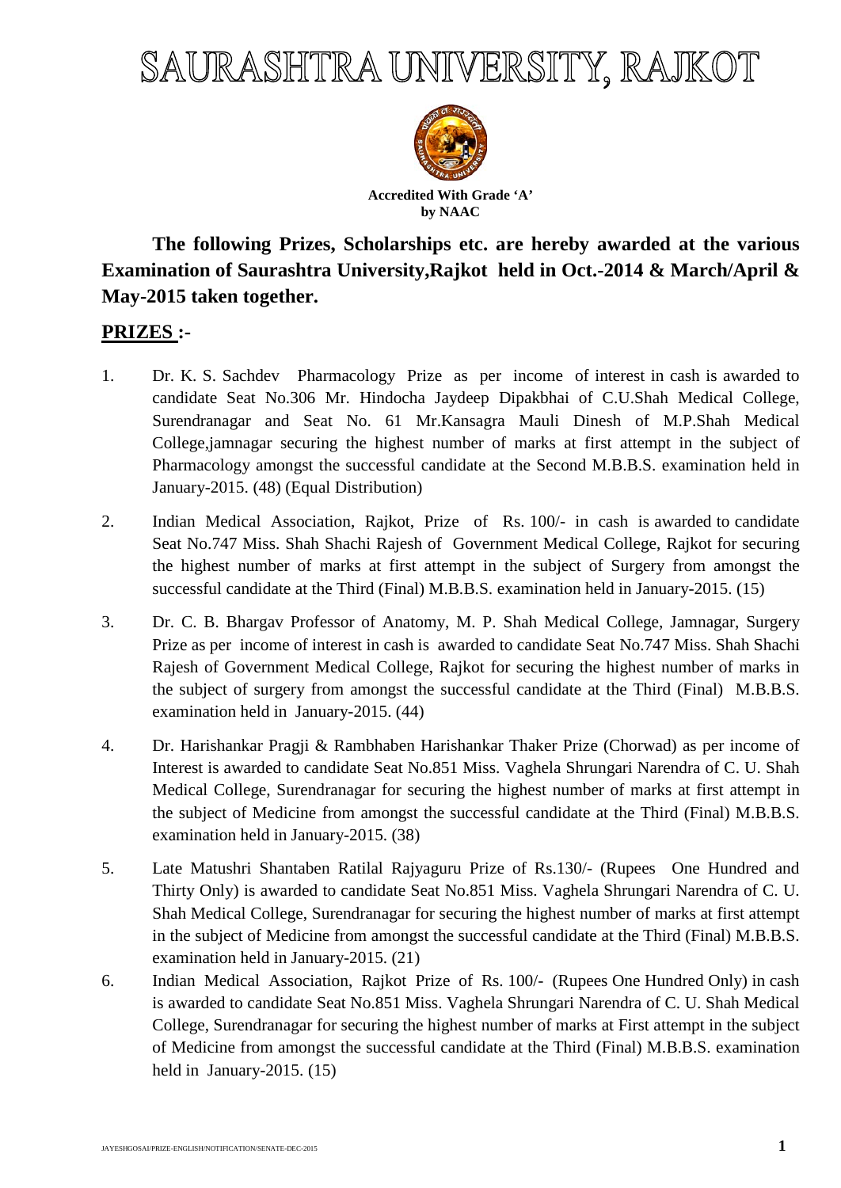# SAURASHTRA UNIVERSITY, RAJKOT

**Accredited With Grade 'A' by NAAC**

**The following Prizes, Scholarships etc. are hereby awarded at the various Examination of Saurashtra University,Rajkot held in Oct.-2014 & March/April & May-2015 taken together.**

## PRIZES :-

1. Dr. K. S. Sachdev Pharmacology Prize as per income of interest in cash is awarded to candidate Seat No.306 Mr. Hindocha Jaydeep Dipakbhai of C.U.Shah Medical College, Surendranagar and Seat No. 61 Mr.Kansagra Mauli Dinesh of M.P.Shah Medical College,jamnagar securing the highest number of marks at first attempt in the subject of Pharmacology amongst the successful candidate at the Second M.B.B.S. examination held in January-2015. (48) (Equal Distribution)

2. Indian Medical Association, Rajkot, Prize of Rs. 100/- in cash is awarded to candidate Seat No.747 Miss. Shah Shachi Rajesh of Government Medical College, Rajkot for securing the highest number of marks at first attempt in the subject of Surgery from amongst the successful candidate at the Third (Final) M.B.B.S. examination held in January-2015. (15)

3. Dr. C. B. Bhargav Professor of Anatomy, M. P. Shah Medical College, Jamnagar, Surgery Prize as per income of interest in cash is awarded to candidate Seat No.747 Miss. Shah Shachi Rajesh of Government Medical College, Rajkot for securing the highest number of marks in the subject of surgery from amongst the successful candidate at the Third (Final) M.B.B.S. examination held in January-2015. (44)

4. Dr. Harishankar Pragji & Rambhaben Harishankar Thaker Prize (Chorwad) as per income of Interest is awarded to candidate Seat No.851 Miss. Vaghela Shrungari Narendra of C. U. Shah Medical College, Surendranagar for securing the highest number of marks at first attempt in the subject of Medicine from amongst the successful candidate at the Third (Final) M.B.B.S. examination held in January-2015. (38)

5. Late Matushri Shantaben Ratilal Rajyaguru Prize of Rs.130/- (Rupees One Hundred and Thirty Only) is awarded to candidate Seat No.851 Miss. Vaghela Shrungari Narendra of C. U. Shah Medical College, Surendranagar for securing the highest number of marks at first attempt in the subject of Medicine from amongst the successful candidate at the Third (Final) M.B.B.S. examination held in January-2015. (21)

6. Indian Medical Association, Rajkot Prize of Rs. 100/- (Rupees One Hundred Only) in cash is awarded to candidate Seat No.851 Miss. Vaghela Shrungari Narendra of C. U. Shah Medical College, Surendranagar for securing the highest number of marks at First attempt in the subject of Medicine from amongst the successful candidate at the Third (Final) M.B.B.S. examination held in January-2015. (15)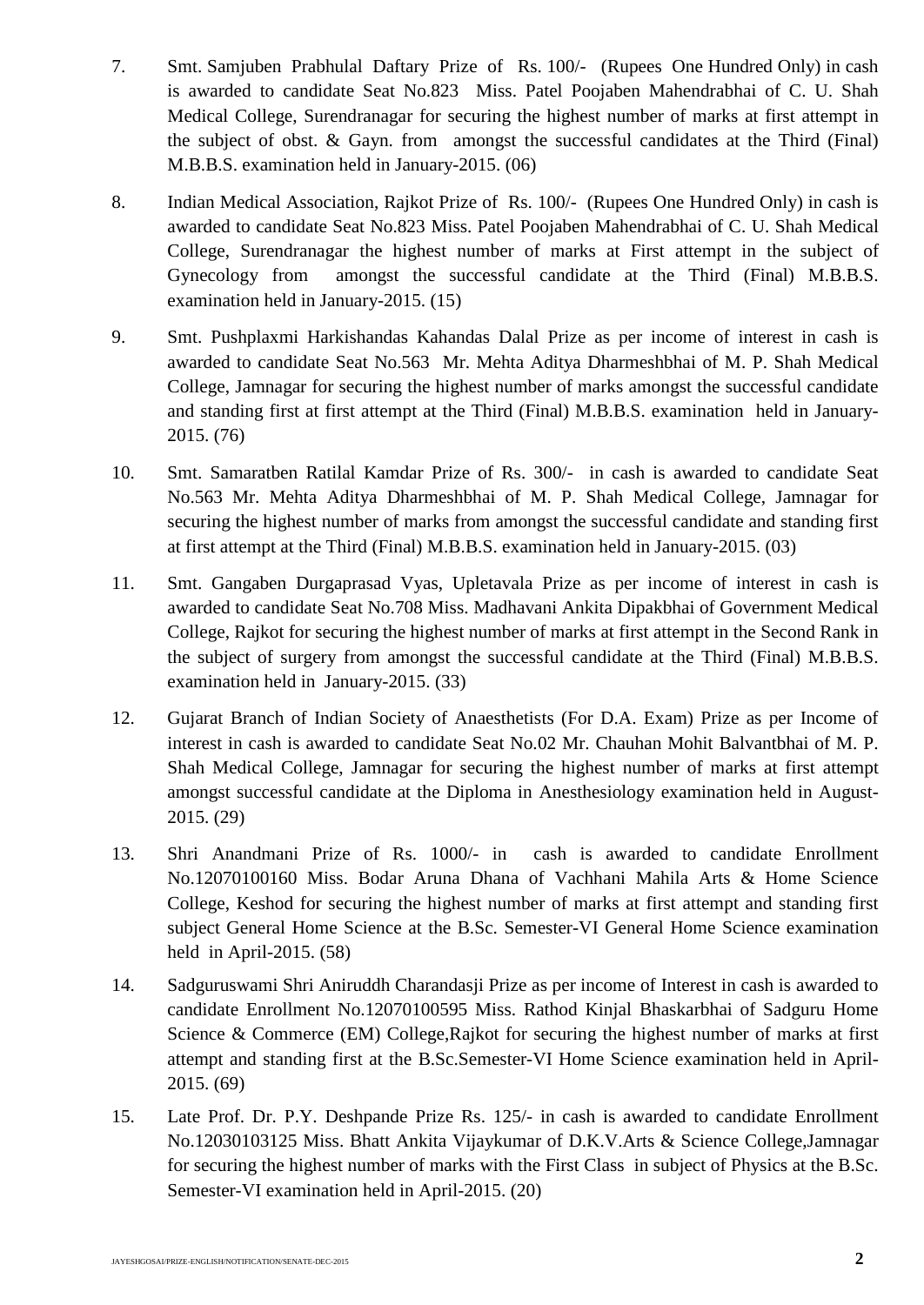7. Smt. Samjuben Prabhulal Daftary Prize of Rs. 100/- (Rupees One Hundred Only) in cash is awarded to candidate Seat No.823 Miss. Patel Poojaben Mahendrabhai of C. U. Shah Medical College, Surendranagar for securing the highest number of marks at first attempt in the subject of obst. & Gayn. from amongst the successful candidates at the Third (Final) M.B.B.S. examination held in January-2015. (06)

8. Indian Medical Association, Rajkot Prize of Rs. 100/- (Rupees One Hundred Only) in cash is awarded to candidate Seat No.823 Miss. Patel Poojaben Mahendrabhai of C. U. Shah Medical College, Surendranagar the highest number of marks at First attempt in the subject of Gynecology from amongst the successful candidate at the Third (Final) M.B.B.S. examination held in January-2015. (15)

9. Smt. Pushplaxmi Harkishandas Kahandas Dalal Prize as per income of interest in cash is awarded to candidate Seat No.563 Mr. Mehta Aditya Dharmeshbhai of M. P. Shah Medical College, Jamnagar for securing the highest number of marks amongst the successful candidate and standing first at first attempt at the Third (Final) M.B.B.S. examination held in January-2015. (76)

10. Smt. Samaratben Ratilal Kamdar Prize of Rs. 300/- in cash is awarded to candidate Seat No.563 Mr. Mehta Aditya Dharmeshbhai of M. P. Shah Medical College, Jamnagar for securing the highest number of marks from amongst the successful candidate and standing first at first attempt at the Third (Final) M.B.B.S. examination held in January-2015. (03)

11. Smt. Gangaben Durgaprasad Vyas, Upletavala Prize as per income of interest in cash is awarded to candidate Seat No.708 Miss. Madhavani Ankita Dipakbhai of Government Medical College, Rajkot for securing the highest number of marks at first attempt in the Second Rank in the subject of surgery from amongst the successful candidate at the Third (Final) M.B.B.S. examination held in January-2015. (33)

12. Gujarat Branch of Indian Society of Anaesthetists (For D.A. Exam) Prize as per Income of interest in cash is awarded to candidate Seat No.02 Mr. Chauhan Mohit Balvantbhai of M. P. Shah Medical College, Jamnagar for securing the highest number of marks at first attempt amongst successful candidate at the Diploma in Anesthesiology examination held in August-2015. (29)

13. Shri Anandmani Prize of Rs. 1000/- in cash is awarded to candidate Enrollment No.12070100160 Miss. Bodar Aruna Dhana of Vachhani Mahila Arts & Home Science College, Keshod for securing the highest number of marks at first attempt and standing first subject General Home Science at the B.Sc. Semester-VI General Home Science examination held in April-2015. (58)

14. Sadguruswami Shri Aniruddh Charandasji Prize as per income of Interest in cash is awarded to candidate Enrollment No.12070100595 Miss. Rathod Kinjal Bhaskarbhai of Sadguru Home Science & Commerce (EM) College,Rajkot for securing the highest number of marks at first attempt and standing first at the B.Sc.Semester-VI Home Science examination held in April-2015. (69)

15. Late Prof. Dr. P.Y. Deshpande Prize Rs. 125/- in cash is awarded to candidate Enrollment No.12030103125 Miss. Bhatt Ankita Vijaykumar of D.K.V.Arts & Science College,Jamnagar for securing the highest number of marks with the First Class in subject of Physics at the B.Sc. Semester-VI examination held in April-2015. (20)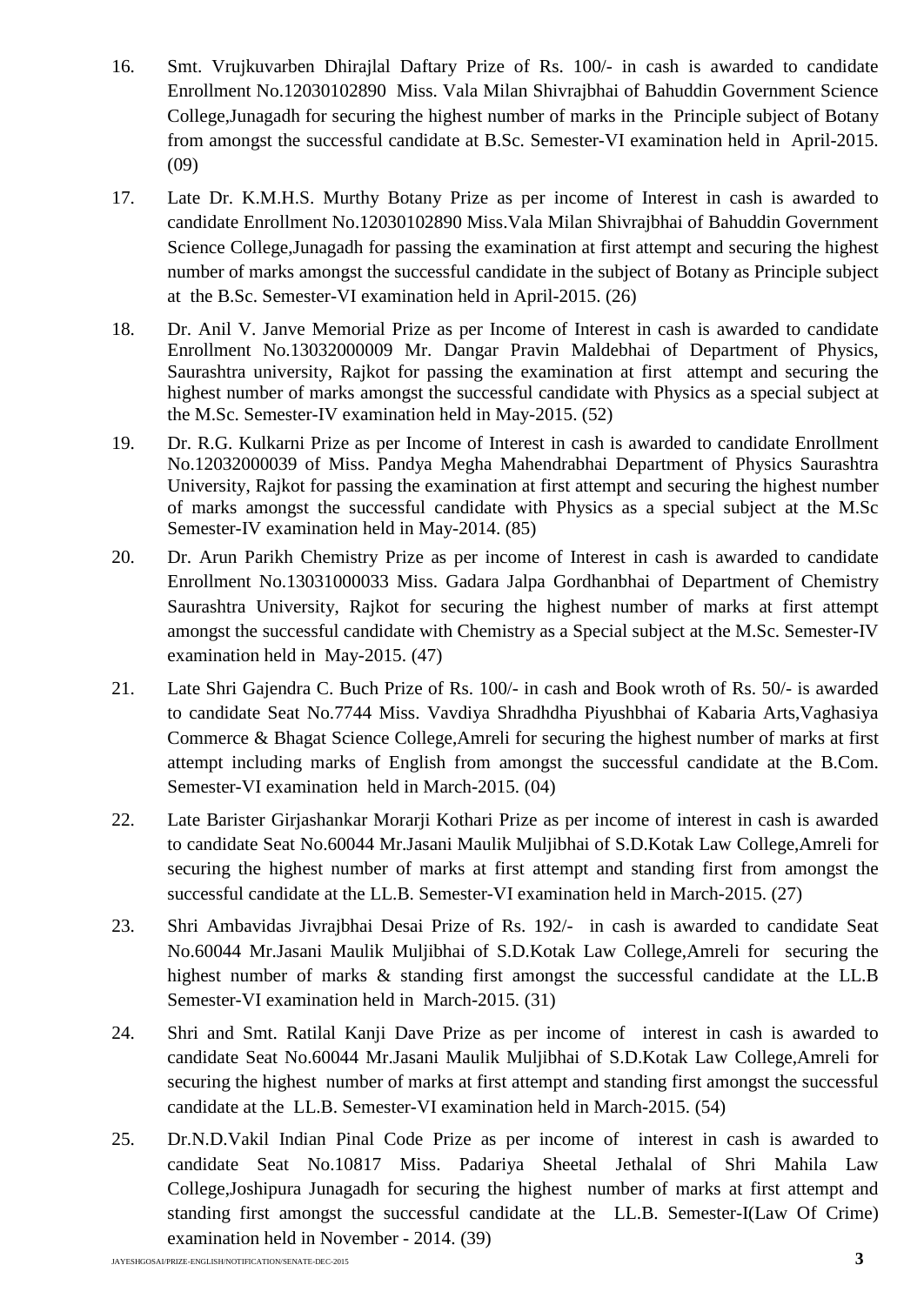16. Smt. Vrujkuvarben Dhirajlal Daftary Prize of Rs. 100/- in cash is awarded to candidate Enrollment No.12030102890 Miss. Vala Milan Shivrajbhai of Bahuddin Government Science College,Junagadh for securing the highest number of marks in the Principle subject of Botany from amongst the successful candidate at B.Sc. Semester-VI examination held in April-2015. (09)

17. Late Dr. K.M.H.S. Murthy Botany Prize as per income of Interest in cash is awarded to candidate Enrollment No.12030102890 Miss.Vala Milan Shivrajbhai of Bahuddin Government Science College,Junagadh for passing the examination at first attempt and securing the highest number of marks amongst the successful candidate in the subject of Botany as Principle subject at the B.Sc. Semester-VI examination held in April-2015. (26)

18. Dr. Anil V. Janve Memorial Prize as per Income of Interest in cash is awarded to candidate Enrollment No.13032000009 Mr. Dangar Pravin Maldebhai of Department of Physics, Saurashtra university, Rajkot for passing the examination at first attempt and securing the highest number of marks amongst the successful candidate with Physics as a special subject at the M.Sc. Semester-IV examination held in May-2015. (52)

19. Dr. R.G. Kulkarni Prize as per Income of Interest in cash is awarded to candidate Enrollment No.12032000039 of Miss. Pandya Megha Mahendrabhai Department of Physics Saurashtra University, Rajkot for passing the examination at first attempt and securing the highest number of marks amongst the successful candidate with Physics as a special subject at the M.Sc Semester-IV examination held in May-2014. (85)

20. Dr. Arun Parikh Chemistry Prize as per income of Interest in cash is awarded to candidate Enrollment No.13031000033 Miss. Gadara Jalpa Gordhanbhai of Department of Chemistry Saurashtra University, Rajkot for securing the highest number of marks at first attempt amongst the successful candidate with Chemistry as a Special subject at the M.Sc. Semester-IV examination held in May-2015. (47)

21. Late Shri Gajendra C. Buch Prize of Rs. 100/- in cash and Book wroth of Rs. 50/- is awarded to candidate Seat No.7744 Miss. Vavdiya Shradhdha Piyushbhai of Kabaria Arts,Vaghasiya Commerce & Bhagat Science College,Amreli for securing the highest number of marks at first attempt including marks of English from amongst the successful candidate at the B.Com. Semester-VI examination held in March-2015. (04)

22. Late Barister Girjashankar Morarji Kothari Prize as per income of interest in cash is awarded to candidate Seat No.60044 Mr.Jasani Maulik Muljibhai of S.D.Kotak Law College,Amreli for securing the highest number of marks at first attempt and standing first from amongst the successful candidate at the LL.B. Semester-VI examination held in March-2015. (27)

23. Shri Ambavidas Jivrajbhai Desai Prize of Rs. 192/- in cash is awarded to candidate Seat No.60044 Mr.Jasani Maulik Muljibhai of S.D.Kotak Law College,Amreli for securing the highest number of marks & standing first amongst the successful candidate at the LL.B Semester-VI examination held in March-2015. (31)

24. Shri and Smt. Ratilal Kanji Dave Prize as per income of interest in cash is awarded to candidate Seat No.60044 Mr.Jasani Maulik Muljibhai of S.D.Kotak Law College,Amreli for securing the highest number of marks at first attempt and standing first amongst the successful candidate at the LL.B. Semester-VI examination held in March-2015. (54)

25. Dr.N.D.Vakil Indian Pinal Code Prize as per income of interest in cash is awarded to candidate Seat No.10817 Miss. Padariya Sheetal Jethalal of Shri Mahila Law College,Joshipura Junagadh for securing the highest number of marks at first attempt and standing first amongst the successful candidate at the LL.B. Semester-I(Law Of Crime) examination held in November - 2014. (39)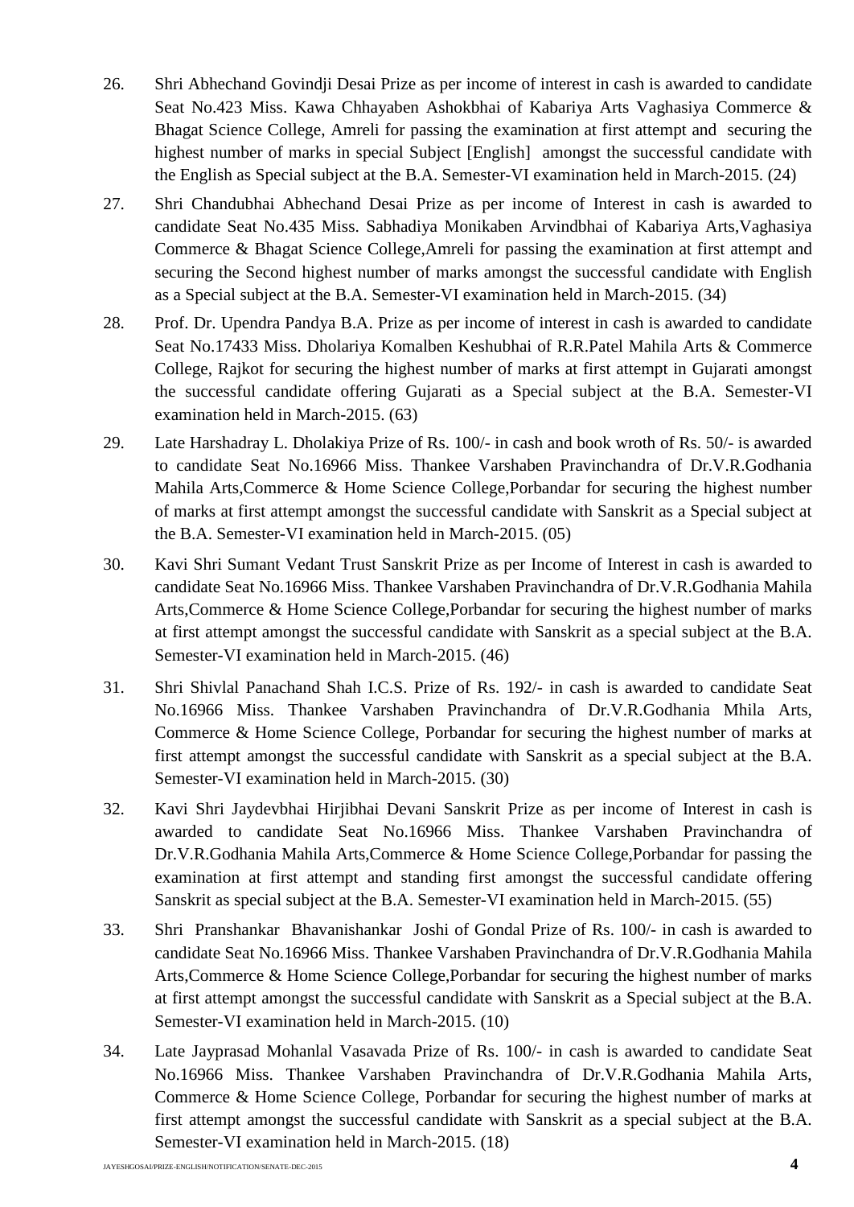26. Shri Abhechand Govindji Desai Prize as per income of interest in cash is awarded to candidate Seat No.423 Miss. Kawa Chhayaben Ashokbhai of Kabariya Arts Vaghasiya Commerce & Bhagat Science College, Amreli for passing the examination at first attempt and securing the highest number of marks in special Subject [English] amongst the successful candidate with the English as Special subject at the B.A. Semester-VI examination held in March-2015. (24)

27. Shri Chandubhai Abhechand Desai Prize as per income of Interest in cash is awarded to candidate Seat No.435 Miss. Sabhadiya Monikaben Arvindbhai of Kabariya Arts,Vaghasiya Commerce & Bhagat Science College,Amreli for passing the examination at first attempt and securing the Second highest number of marks amongst the successful candidate with English as a Special subject at the B.A. Semester-VI examination held in March-2015. (34)

28. Prof. Dr. Upendra Pandya B.A. Prize as per income of interest in cash is awarded to candidate Seat No.17433 Miss. Dholariya Komalben Keshubhai of R.R.Patel Mahila Arts & Commerce College, Rajkot for securing the highest number of marks at first attempt in Gujarati amongst the successful candidate offering Gujarati as a Special subject at the B.A. Semester-VI examination held in March-2015. (63)

29. Late Harshadray L. Dholakiya Prize of Rs. 100/- in cash and book wroth of Rs. 50/- is awarded to candidate Seat No.16966 Miss. Thankee Varshaben Pravinchandra of Dr.V.R.Godhania Mahila Arts,Commerce & Home Science College,Porbandar for securing the highest number of marks at first attempt amongst the successful candidate with Sanskrit as a Special subject at the B.A. Semester-VI examination held in March-2015. (05)

30. Kavi Shri Sumant Vedant Trust Sanskrit Prize as per Income of Interest in cash is awarded to candidate Seat No.16966 Miss. Thankee Varshaben Pravinchandra of Dr.V.R.Godhania Mahila Arts,Commerce & Home Science College,Porbandar for securing the highest number of marks at first attempt amongst the successful candidate with Sanskrit as a special subject at the B.A. Semester-VI examination held in March-2015. (46)

31. Shri Shivlal Panachand Shah I.C.S. Prize of Rs. 192/- in cash is awarded to candidate Seat No.16966 Miss. Thankee Varshaben Pravinchandra of Dr.V.R.Godhania Mhila Arts, Commerce & Home Science College, Porbandar for securing the highest number of marks at first attempt amongst the successful candidate with Sanskrit as a special subject at the B.A. Semester-VI examination held in March-2015. (30)

32. Kavi Shri Jaydevbhai Hirjibhai Devani Sanskrit Prize as per income of Interest in cash is awarded to candidate Seat No.16966 Miss. Thankee Varshaben Pravinchandra of Dr.V.R.Godhania Mahila Arts,Commerce & Home Science College,Porbandar for passing the examination at first attempt and standing first amongst the successful candidate offering Sanskrit as special subject at the B.A. Semester-VI examination held in March-2015. (55)

33. Shri Pranshankar Bhavanishankar Joshi of Gondal Prize of Rs. 100/- in cash is awarded to candidate Seat No.16966 Miss. Thankee Varshaben Pravinchandra of Dr.V.R.Godhania Mahila Arts,Commerce & Home Science College,Porbandar for securing the highest number of marks at first attempt amongst the successful candidate with Sanskrit as a Special subject at the B.A. Semester-VI examination held in March-2015. (10)

34. Late Jayprasad Mohanlal Vasavada Prize of Rs. 100/- in cash is awarded to candidate Seat No.16966 Miss. Thankee Varshaben Pravinchandra of Dr.V.R.Godhania Mahila Arts, Commerce & Home Science College, Porbandar for securing the highest number of marks at first attempt amongst the successful candidate with Sanskrit as a special subject at the B.A. Semester-VI examination held in March-2015. (18)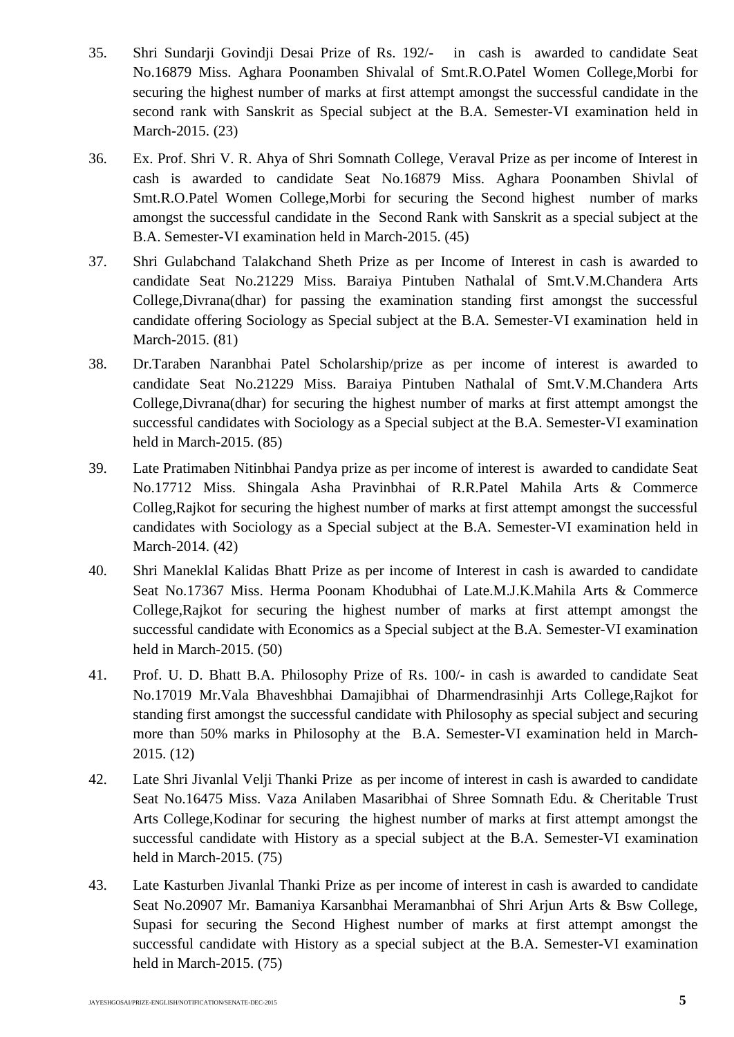35. Shri Sundarji Govindji Desai Prize of Rs. 192/- in cash is awarded to candidate Seat No.16879 Miss. Aghara Poonamben Shivalal of Smt.R.O.Patel Women College,Morbi for securing the highest number of marks at first attempt amongst the successful candidate in the second rank with Sanskrit as Special subject at the B.A. Semester-VI examination held in March-2015. (23)

36. Ex. Prof. Shri V. R. Ahya of Shri Somnath College, Veraval Prize as per income of Interest in cash is awarded to candidate Seat No.16879 Miss. Aghara Poonamben Shivlal of Smt.R.O.Patel Women College,Morbi for securing the Second highest number of marks amongst the successful candidate in the Second Rank with Sanskrit as a special subject at the B.A. Semester-VI examination held in March-2015. (45)

37. Shri Gulabchand Talakchand Sheth Prize as per Income of Interest in cash is awarded to candidate Seat No.21229 Miss. Baraiya Pintuben Nathalal of Smt.V.M.Chandera Arts College,Divrana(dhar) for passing the examination standing first amongst the successful candidate offering Sociology as Special subject at the B.A. Semester-VI examination held in March-2015. (81)

38. Dr.Taraben Naranbhai Patel Scholarship/prize as per income of interest is awarded to candidate Seat No.21229 Miss. Baraiya Pintuben Nathalal of Smt.V.M.Chandera Arts College,Divrana(dhar) for securing the highest number of marks at first attempt amongst the successful candidates with Sociology as a Special subject at the B.A. Semester-VI examination held in March-2015. (85)

39. Late Pratimaben Nitinbhai Pandya prize as per income of interest is awarded to candidate Seat No.17712 Miss. Shingala Asha Pravinbhai of R.R.Patel Mahila Arts & Commerce Colleg,Rajkot for securing the highest number of marks at first attempt amongst the successful candidates with Sociology as a Special subject at the B.A. Semester-VI examination held in March-2014. (42)

40. Shri Maneklal Kalidas Bhatt Prize as per income of Interest in cash is awarded to candidate Seat No.17367 Miss. Herma Poonam Khodubhai of Late.M.J.K.Mahila Arts & Commerce College,Rajkot for securing the highest number of marks at first attempt amongst the successful candidate with Economics as a Special subject at the B.A. Semester-VI examination held in March-2015. (50)

41. Prof. U. D. Bhatt B.A. Philosophy Prize of Rs. 100/- in cash is awarded to candidate Seat No.17019 Mr.Vala Bhaveshbhai Damajibhai of Dharmendrasinhji Arts College,Rajkot for standing first amongst the successful candidate with Philosophy as special subject and securing more than 50% marks in Philosophy at the B.A. Semester-VI examination held in March-2015. (12)

42. Late Shri Jivanlal Velji Thanki Prize as per income of interest in cash is awarded to candidate Seat No.16475 Miss. Vaza Anilaben Masaribhai of Shree Somnath Edu. & Cheritable Trust Arts College,Kodinar for securing the highest number of marks at first attempt amongst the successful candidate with History as a special subject at the B.A. Semester-VI examination held in March-2015. (75)

43. Late Kasturben Jivanlal Thanki Prize as per income of interest in cash is awarded to candidate Seat No.20907 Mr. Bamaniya Karsanbhai Meramanbhai of Shri Arjun Arts & Bsw College, Supasi for securing the Second Highest number of marks at first attempt amongst the successful candidate with History as a special subject at the B.A. Semester-VI examination held in March-2015. (75)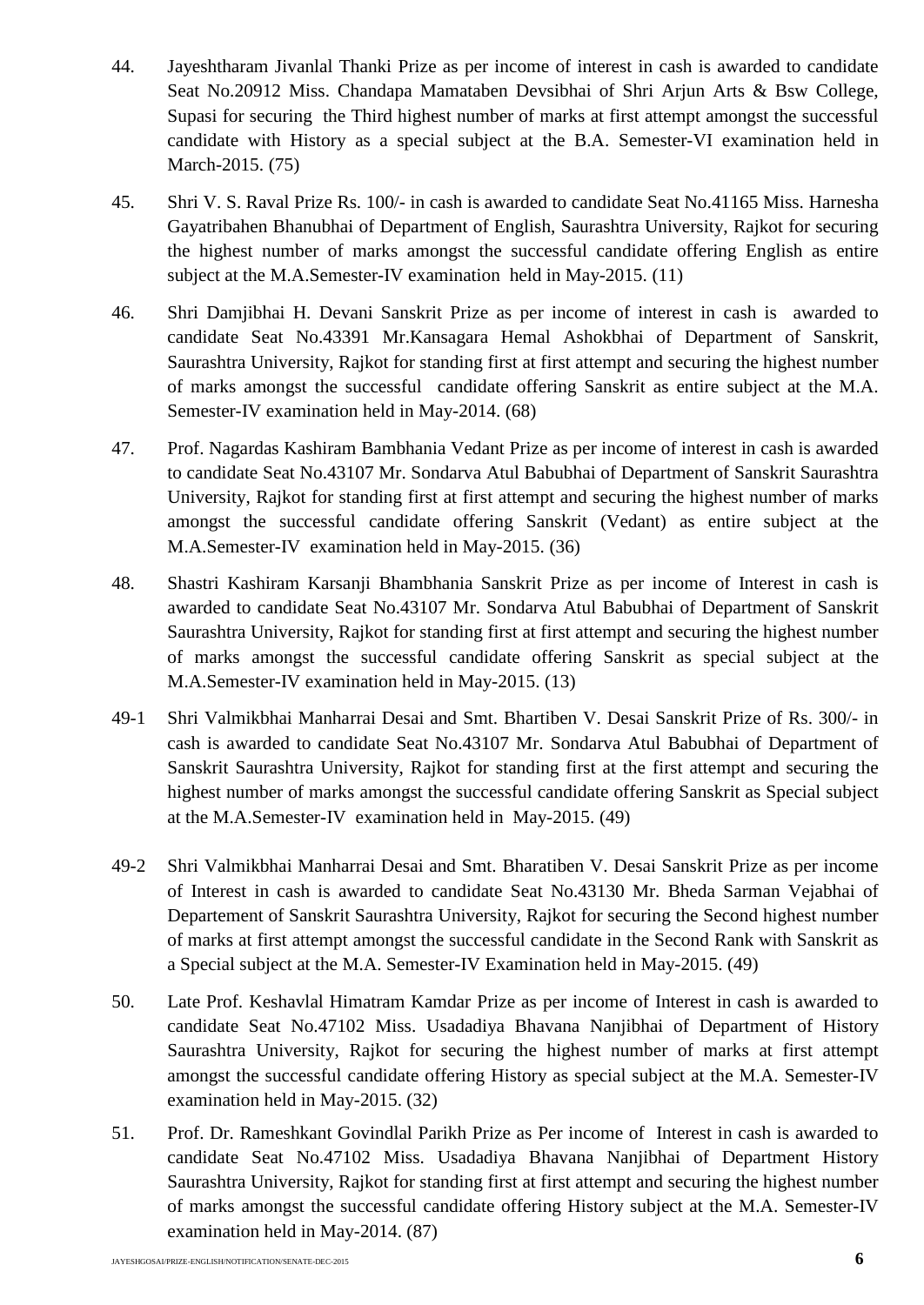44. Jayeshtharam Jivanlal Thanki Prize as per income of interest in cash is awarded to candidate Seat No.20912 Miss. Chandapa Mamataben Devsibhai of Shri Arjun Arts & Bsw College, Supasi for securing the Third highest number of marks at first attempt amongst the successful candidate with History as a special subject at the B.A. Semester-VI examination held in March-2015. (75)

45. Shri V. S. Raval Prize Rs. 100/- in cash is awarded to candidate Seat No.41165 Miss. Harnesha Gayatribahen Bhanubhai of Department of English, Saurashtra University, Rajkot for securing the highest number of marks amongst the successful candidate offering English as entire subject at the M.A.Semester-IV examination held in May-2015. (11)

46. Shri Damjibhai H. Devani Sanskrit Prize as per income of interest in cash is awarded to candidate Seat No.43391 Mr.Kansagara Hemal Ashokbhai of Department of Sanskrit, Saurashtra University, Rajkot for standing first at first attempt and securing the highest number of marks amongst the successful candidate offering Sanskrit as entire subject at the M.A. Semester-IV examination held in May-2014. (68)

47. Prof. Nagardas Kashiram Bambhania Vedant Prize as per income of interest in cash is awarded to candidate Seat No.43107 Mr. Sondarva Atul Babubhai of Department of Sanskrit Saurashtra University, Rajkot for standing first at first attempt and securing the highest number of marks amongst the successful candidate offering Sanskrit (Vedant) as entire subject at the M.A.Semester-IV examination held in May-2015. (36)

48. Shastri Kashiram Karsanji Bhambhania Sanskrit Prize as per income of Interest in cash is awarded to candidate Seat No.43107 Mr. Sondarva Atul Babubhai of Department of Sanskrit Saurashtra University, Rajkot for standing first at first attempt and securing the highest number of marks amongst the successful candidate offering Sanskrit as special subject at the M.A.Semester-IV examination held in May-2015. (13)

49-1 Shri Valmikbhai Manharrai Desai and Smt. Bhartiben V. Desai Sanskrit Prize of Rs. 300/- in cash is awarded to candidate Seat No.43107 Mr. Sondarva Atul Babubhai of Department of Sanskrit Saurashtra University, Rajkot for standing first at the first attempt and securing the highest number of marks amongst the successful candidate offering Sanskrit as Special subject at the M.A.Semester-IV examination held in May-2015. (49)

49-2 Shri Valmikbhai Manharrai Desai and Smt. Bharatiben V. Desai Sanskrit Prize as per income of Interest in cash is awarded to candidate Seat No.43130 Mr. Bheda Sarman Vejabhai of Departement of Sanskrit Saurashtra University, Rajkot for securing the Second highest number of marks at first attempt amongst the successful candidate in the Second Rank with Sanskrit as a Special subject at the M.A. Semester-IV Examination held in May-2015. (49)

50. Late Prof. Keshavlal Himatram Kamdar Prize as per income of Interest in cash is awarded to candidate Seat No.47102 Miss. Usadadiya Bhavana Nanjibhai of Department of History Saurashtra University, Rajkot for securing the highest number of marks at first attempt amongst the successful candidate offering History as special subject at the M.A. Semester-IV examination held in May-2015. (32)

51. Prof. Dr. Rameshkant Govindlal Parikh Prize as Per income of Interest in cash is awarded to candidate Seat No.47102 Miss. Usadadiya Bhavana Nanjibhai of Department History Saurashtra University, Rajkot for standing first at first attempt and securing the highest number of marks amongst the successful candidate offering History subject at the M.A. Semester-IV examination held in May-2014. (87)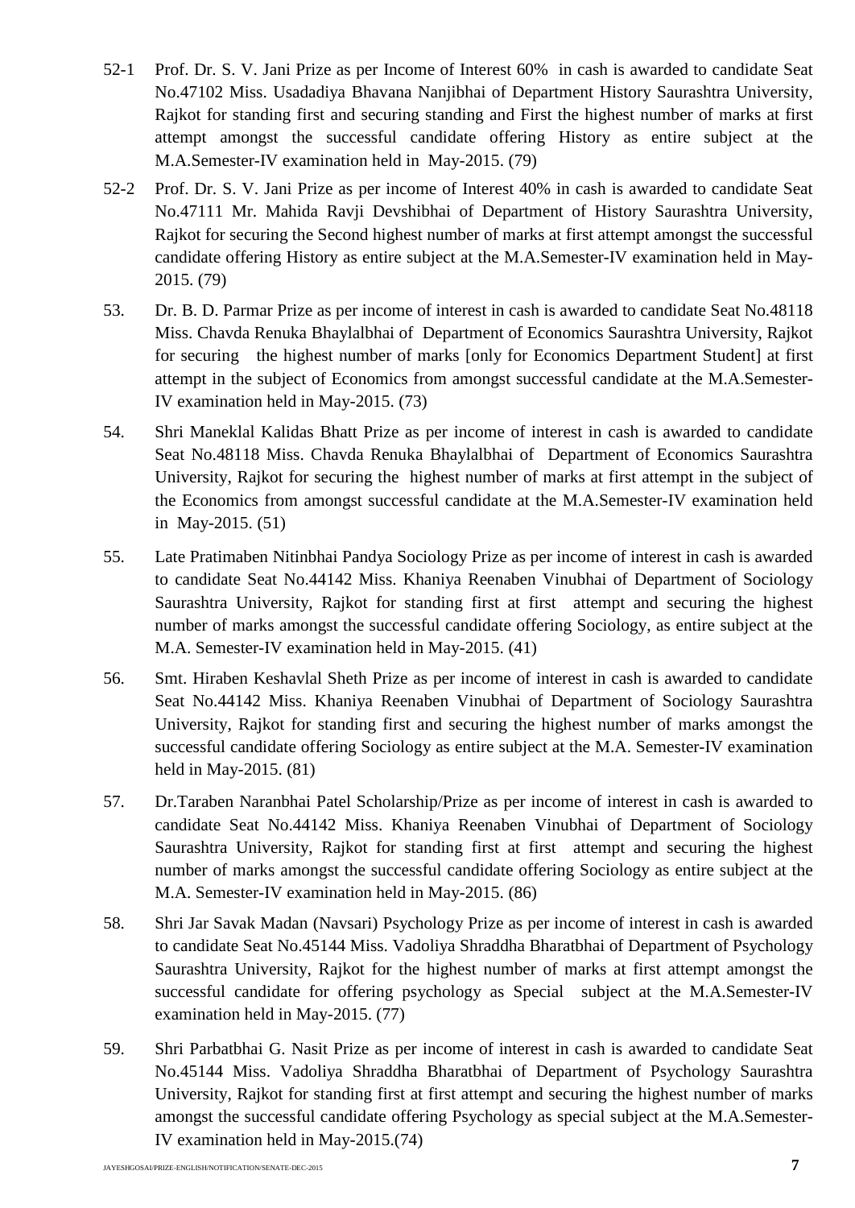52-1 Prof. Dr. S. V. Jani Prize as per Income of Interest 60% in cash is awarded to candidate Seat No.47102 Miss. Usadadiya Bhavana Nanjibhai of Department History Saurashtra University, Rajkot for standing first and securing standing and First the highest number of marks at first attempt amongst the successful candidate offering History as entire subject at the M.A.Semester-IV examination held in May-2015. (79)

52-2 Prof. Dr. S. V. Jani Prize as per income of Interest 40% in cash is awarded to candidate Seat No.47111 Mr. Mahida Ravji Devshibhai of Department of History Saurashtra University, Rajkot for securing the Second highest number of marks at first attempt amongst the successful candidate offering History as entire subject at the M.A.Semester-IV examination held in May-2015. (79)

53. Dr. B. D. Parmar Prize as per income of interest in cash is awarded to candidate Seat No.48118 Miss. Chavda Renuka Bhaylalbhai of Department of Economics Saurashtra University, Rajkot for securing the highest number of marks [only for Economics Department Student] at first attempt in the subject of Economics from amongst successful candidate at the M.A.Semester-IV examination held in May-2015. (73)

54. Shri Maneklal Kalidas Bhatt Prize as per income of interest in cash is awarded to candidate Seat No.48118 Miss. Chavda Renuka Bhaylalbhai of Department of Economics Saurashtra University, Rajkot for securing the highest number of marks at first attempt in the subject of the Economics from amongst successful candidate at the M.A.Semester-IV examination held in May-2015. (51)

55. Late Pratimaben Nitinbhai Pandya Sociology Prize as per income of interest in cash is awarded to candidate Seat No.44142 Miss. Khaniya Reenaben Vinubhai of Department of Sociology Saurashtra University, Rajkot for standing first at first attempt and securing the highest number of marks amongst the successful candidate offering Sociology, as entire subject at the M.A. Semester-IV examination held in May-2015. (41)

56. Smt. Hiraben Keshavlal Sheth Prize as per income of interest in cash is awarded to candidate Seat No.44142 Miss. Khaniya Reenaben Vinubhai of Department of Sociology Saurashtra University, Rajkot for standing first and securing the highest number of marks amongst the successful candidate offering Sociology as entire subject at the M.A. Semester-IV examination held in May-2015. (81)

57. Dr.Taraben Naranbhai Patel Scholarship/Prize as per income of interest in cash is awarded to candidate Seat No.44142 Miss. Khaniya Reenaben Vinubhai of Department of Sociology Saurashtra University, Rajkot for standing first at first attempt and securing the highest number of marks amongst the successful candidate offering Sociology as entire subject at the M.A. Semester-IV examination held in May-2015. (86)

58. Shri Jar Savak Madan (Navsari) Psychology Prize as per income of interest in cash is awarded to candidate Seat No.45144 Miss. Vadoliya Shraddha Bharatbhai of Department of Psychology Saurashtra University, Rajkot for the highest number of marks at first attempt amongst the successful candidate for offering psychology as Special subject at the M.A.Semester-IV examination held in May-2015. (77)

59. Shri Parbatbhai G. Nasit Prize as per income of interest in cash is awarded to candidate Seat No.45144 Miss. Vadoliya Shraddha Bharatbhai of Department of Psychology Saurashtra University, Rajkot for standing first at first attempt and securing the highest number of marks amongst the successful candidate offering Psychology as special subject at the M.A.Semester-IV examination held in May-2015.(74)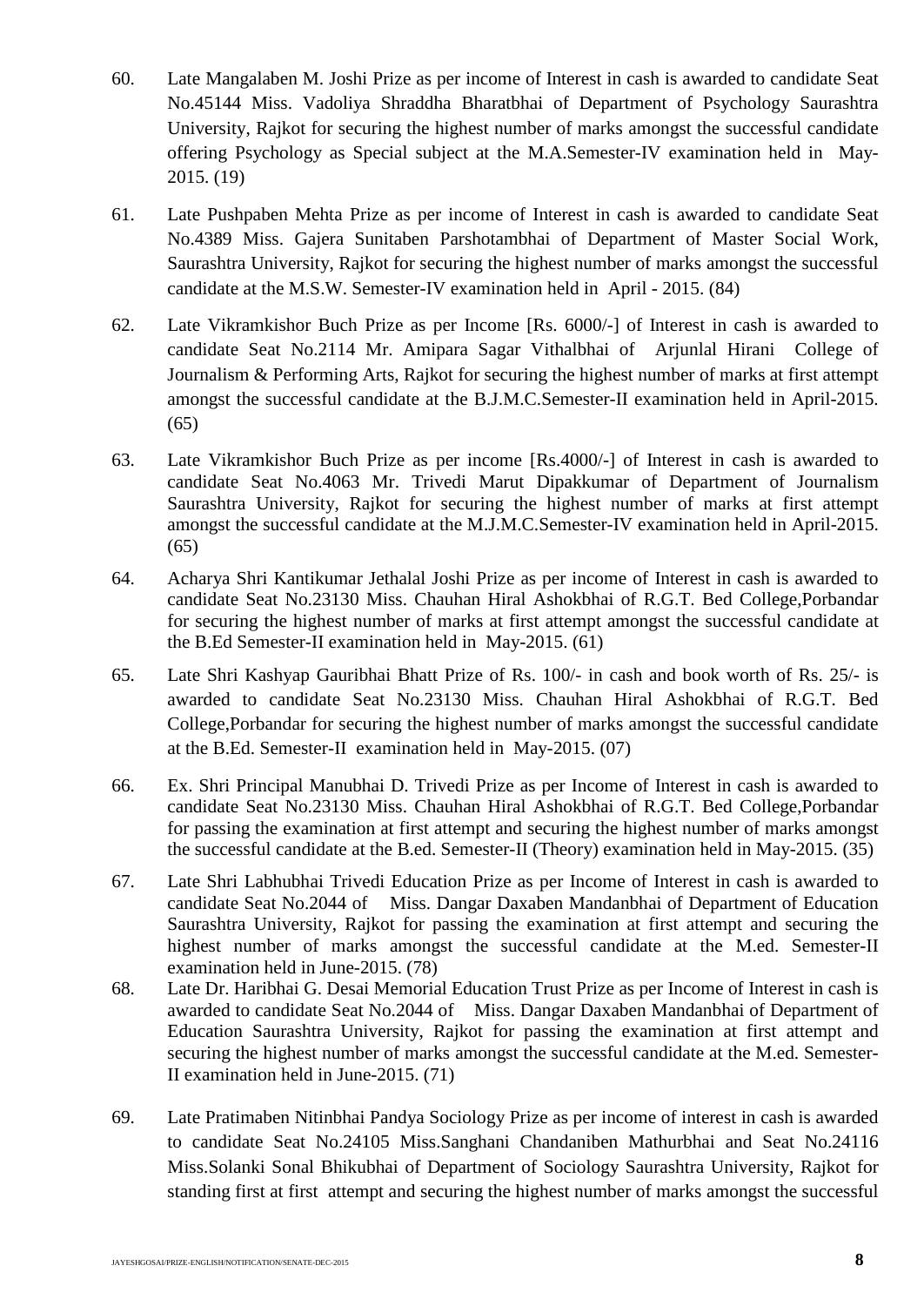60. Late Mangalaben M. Joshi Prize as per income of Interest in cash is awarded to candidate Seat No.45144 Miss. Vadoliya Shraddha Bharatbhai of Department of Psychology Saurashtra University, Rajkot for securing the highest number of marks amongst the successful candidate offering Psychology as Special subject at the M.A.Semester-IV examination held in May-2015. (19)

61. Late Pushpaben Mehta Prize as per income of Interest in cash is awarded to candidate Seat No.4389 Miss. Gajera Sunitaben Parshotambhai of Department of Master Social Work, Saurashtra University, Rajkot for securing the highest number of marks amongst the successful candidate at the M.S.W. Semester-IV examination held in April - 2015. (84)

62. Late Vikramkishor Buch Prize as per Income [Rs. 6000/-] of Interest in cash is awarded to candidate Seat No.2114 Mr. Amipara Sagar Vithalbhai of Arjunlal Hirani College of Journalism & Performing Arts, Rajkot for securing the highest number of marks at first attempt amongst the successful candidate at the B.J.M.C.Semester-II examination held in April-2015. (65)

63. Late Vikramkishor Buch Prize as per income [Rs.4000/-] of Interest in cash is awarded to candidate Seat No.4063 Mr. Trivedi Marut Dipakkumar of Department of Journalism Saurashtra University, Rajkot for securing the highest number of marks at first attempt amongst the successful candidate at the M.J.M.C.Semester-IV examination held in April-2015. (65)

64. Acharya Shri Kantikumar Jethalal Joshi Prize as per income of Interest in cash is awarded to candidate Seat No.23130 Miss. Chauhan Hiral Ashokbhai of R.G.T. Bed College,Porbandar for securing the highest number of marks at first attempt amongst the successful candidate at the B.Ed Semester-II examination held in May-2015. (61)

65. Late Shri Kashyap Gauribhai Bhatt Prize of Rs. 100/- in cash and book worth of Rs. 25/- is awarded to candidate Seat No.23130 Miss. Chauhan Hiral Ashokbhai of R.G.T. Bed College,Porbandar for securing the highest number of marks amongst the successful candidate at the B.Ed. Semester-II examination held in May-2015. (07)

66. Ex. Shri Principal Manubhai D. Trivedi Prize as per Income of Interest in cash is awarded to candidate Seat No.23130 Miss. Chauhan Hiral Ashokbhai of R.G.T. Bed College,Porbandar for passing the examination at first attempt and securing the highest number of marks amongst the successful candidate at the B.ed. Semester-II (Theory) examination held in May-2015. (35)

67. Late Shri Labhubhai Trivedi Education Prize as per Income of Interest in cash is awarded to candidate Seat No.2044 of Miss. Dangar Daxaben Mandanbhai of Department of Education Saurashtra University, Rajkot for passing the examination at first attempt and securing the highest number of marks amongst the successful candidate at the M.ed. Semester-II examination held in June-2015. (78)

68. Late Dr. Haribhai G. Desai Memorial Education Trust Prize as per Income of Interest in cash is awarded to candidate Seat No.2044 of Miss. Dangar Daxaben Mandanbhai of Department of Education Saurashtra University, Rajkot for passing the examination at first attempt and securing the highest number of marks amongst the successful candidate at the M.ed. Semester-II examination held in June-2015. (71)

69. Late Pratimaben Nitinbhai Pandya Sociology Prize as per income of interest in cash is awarded to candidate Seat No.24105 Miss.Sanghani Chandaniben Mathurbhai and Seat No.24116 Miss.Solanki Sonal Bhikubhai of Department of Sociology Saurashtra University, Rajkot for standing first at first attempt and securing the highest number of marks amongst the successful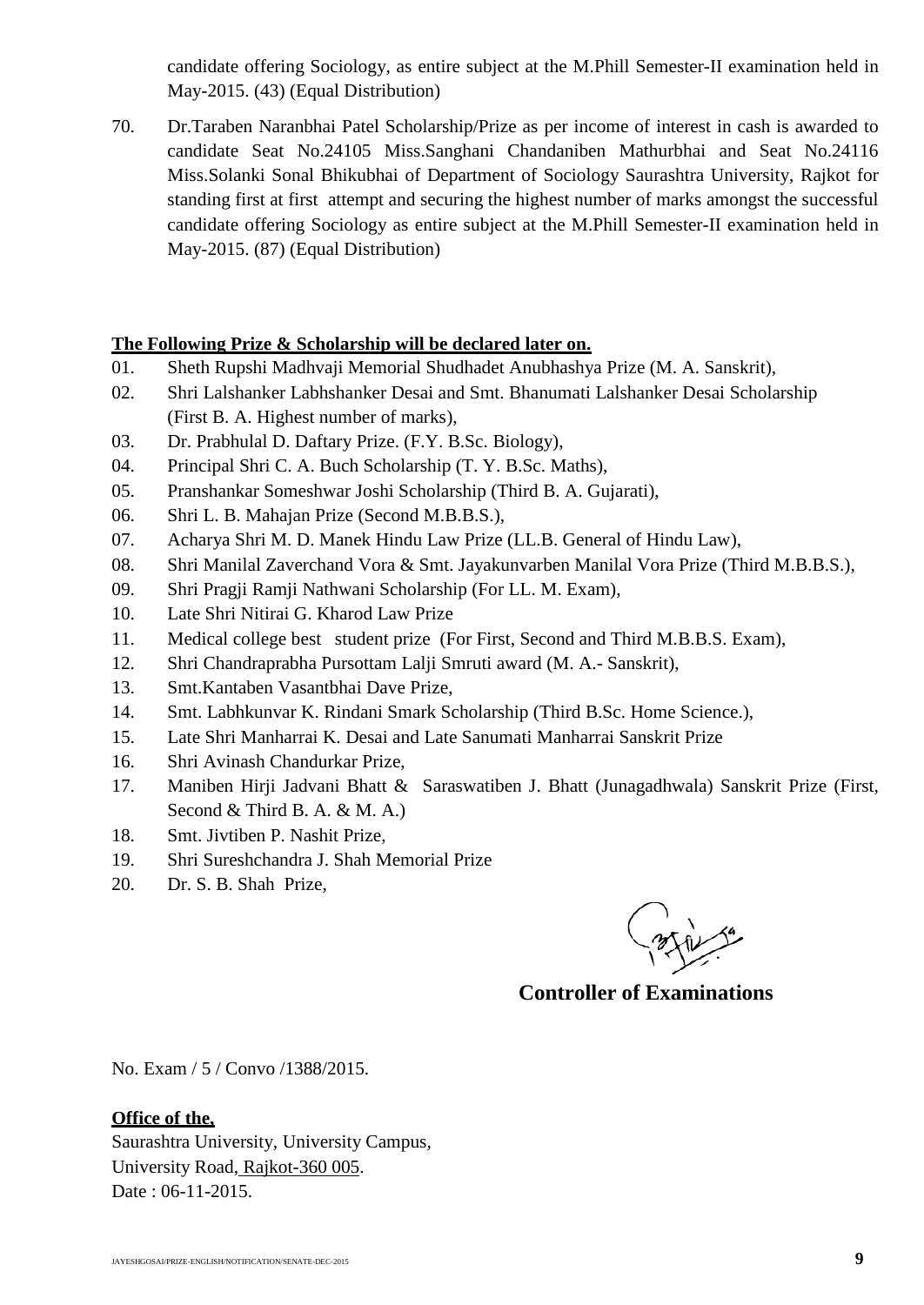candidate offering Sociology, as entire subject at the M.Phill Semester-II examination held in May-2015. (43) (Equal Distribution)

70. Dr.Taraben Naranbhai Patel Scholarship/Prize as per income of interest in cash is awarded to candidate Seat No.24105 Miss.Sanghani Chandaniben Mathurbhai and Seat No.24116 Miss.Solanki Sonal Bhikubhai of Department of Sociology Saurashtra University, Rajkot for standing first at first attempt and securing the highest number of marks amongst the successful candidate offering Sociology as entire subject at the M.Phill Semester-II examination held in May-2015. (87) (Equal Distribution)

**The Following Prize & Scholarship will be declared later on.**

01. Sheth Rupshi Madhvaji Memorial Shudhadet Anubhashya Prize (M. A. Sanskrit),
02. Shri Lalshanker Labhshanker Desai and Smt. Bhanumati Lalshanker Desai Scholarship (First B. A. Highest number of marks),
03. Dr. Prabhulal D. Daftary Prize. (F.Y. B.Sc. Biology),
04. Principal Shri C. A. Buch Scholarship (T. Y. B.Sc. Maths),
05. Pranshankar Someshwar Joshi Scholarship (Third B. A. Gujarati),
06. Shri L. B. Mahajan Prize (Second M.B.B.S.),
07. Acharya Shri M. D. Manek Hindu Law Prize (LL.B. General of Hindu Law),
08. Shri Manilal Zaverchand Vora & Smt. Jayakunvarben Manilal Vora Prize (Third M.B.B.S.),
09. Shri Pragji Ramji Nathwani Scholarship (For LL. M. Exam),
10. Late Shri Nitirai G. Kharod Law Prize
11. Medical college best student prize (For First, Second and Third M.B.B.S. Exam),
12. Shri Chandraprabha Pursottam Lalji Smruti award (M. A.- Sanskrit),
13. Smt.Kantaben Vasantbhai Dave Prize,
14. Smt. Labhkunvar K. Rindani Smark Scholarship (Third B.Sc. Home Science.),
15. Late Shri Manharrai K. Desai and Late Sanumati Manharrai Sanskrit Prize
16. Shri Avinash Chandurkar Prize,
17. Maniben Hirji Jadvani Bhatt & Saraswatiben J. Bhatt (Junagadhwala) Sanskrit Prize (First, Second & Third B. A. & M. A.)
18. Smt. Jivtiben P. Nashit Prize,
19. Shri Sureshchandra J. Shah Memorial Prize
20. Dr. S. B. Shah Prize,

**Controller of Examinations**

No. Exam / 5 / Convo /1388/2015.

**Office of the,**
Saurashtra University, University Campus,
University Road, Rajkot-360 005.
Date : 06-11-2015.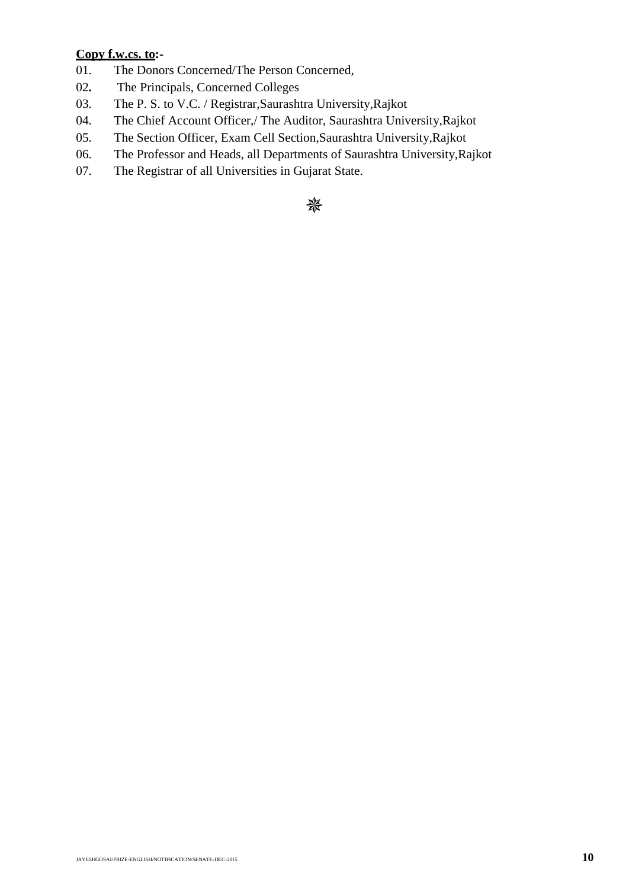**<u>Copy f.w.cs. to</u>:-**

01. The Donors Concerned/The Person Concerned,
02. The Principals, Concerned Colleges
03. The P. S. to V.C. / Registrar,Saurashtra University,Rajkot
04. The Chief Account Officer,/ The Auditor, Saurashtra University,Rajkot
05. The Section Officer, Exam Cell Section,Saurashtra University,Rajkot
06. The Professor and Heads, all Departments of Saurashtra University,Rajkot
07. The Registrar of all Universities in Gujarat State.

❋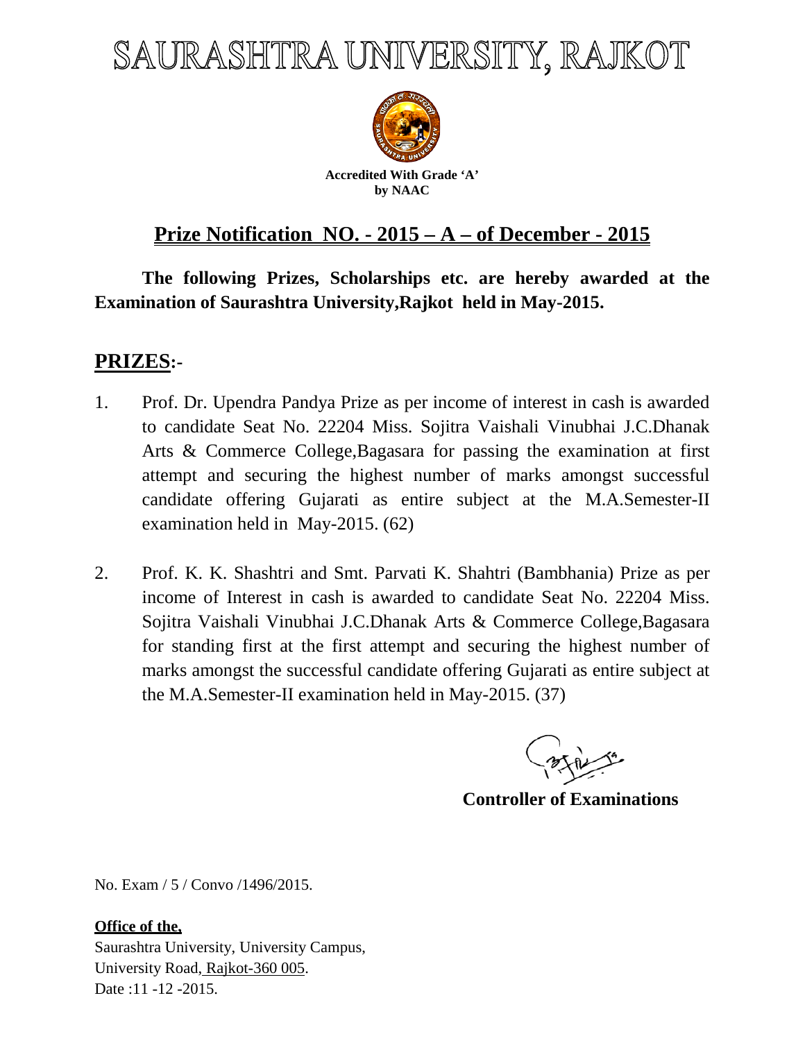# SAURASHTRA UNIVERSITY, RAJKOT

**Accredited With Grade 'A' by NAAC**

## Prize Notification NO. - 2015 – A – of December - 2015

**The following Prizes, Scholarships etc. are hereby awarded at the Examination of Saurashtra University,Rajkot held in May-2015.**

## PRIZES:-

1. Prof. Dr. Upendra Pandya Prize as per income of interest in cash is awarded to candidate Seat No. 22204 Miss. Sojitra Vaishali Vinubhai J.C.Dhanak Arts & Commerce College,Bagasara for passing the examination at first attempt and securing the highest number of marks amongst successful candidate offering Gujarati as entire subject at the M.A.Semester-II examination held in May-2015. (62)

2. Prof. K. K. Shashtri and Smt. Parvati K. Shahtri (Bambhania) Prize as per income of Interest in cash is awarded to candidate Seat No. 22204 Miss. Sojitra Vaishali Vinubhai J.C.Dhanak Arts & Commerce College,Bagasara for standing first at the first attempt and securing the highest number of marks amongst the successful candidate offering Gujarati as entire subject at the M.A.Semester-II examination held in May-2015. (37)

**Controller of Examinations**

No. Exam / 5 / Convo /1496/2015.

**Office of the,**
Saurashtra University, University Campus,
University Road, Rajkot-360 005.
Date :11 -12 -2015.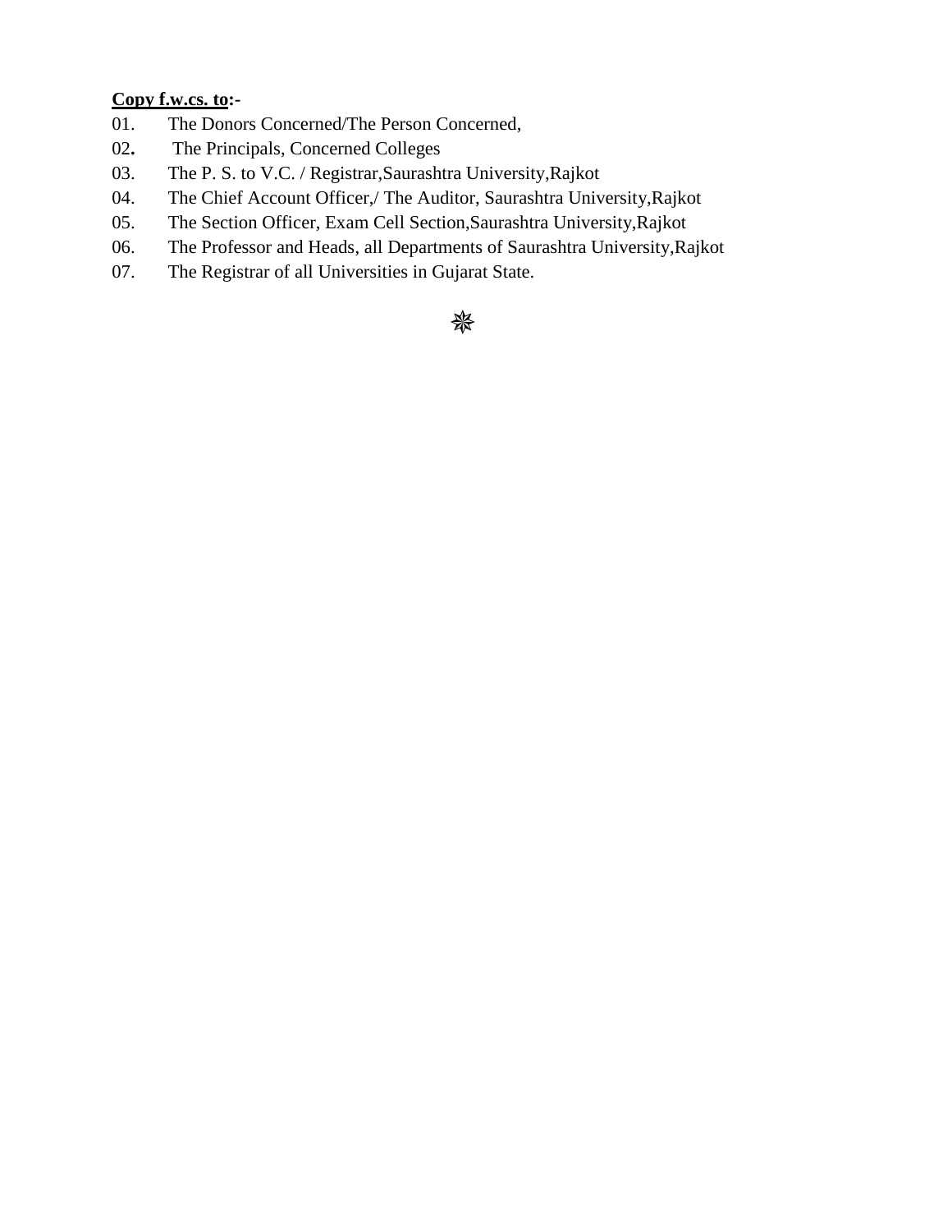**<u>Copy f.w.cs. to</u>:-**

01. The Donors Concerned/The Person Concerned,
02. The Principals, Concerned Colleges
03. The P. S. to V.C. / Registrar,Saurashtra University,Rajkot
04. The Chief Account Officer,/ The Auditor, Saurashtra University,Rajkot
05. The Section Officer, Exam Cell Section,Saurashtra University,Rajkot
06. The Professor and Heads, all Departments of Saurashtra University,Rajkot
07. The Registrar of all Universities in Gujarat State.

✵